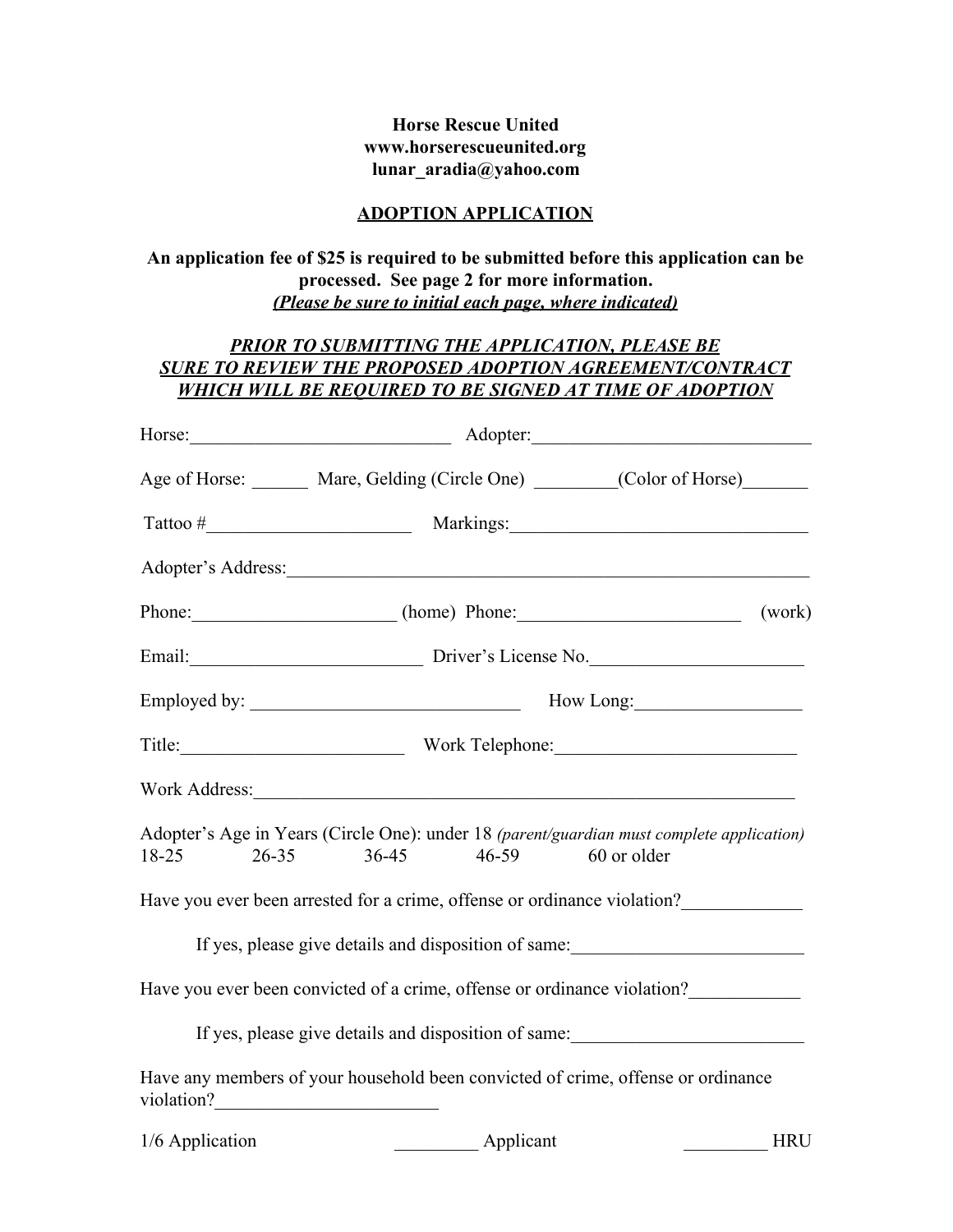**Horse Rescue United**
**www.horserescueunited.org**
**lunar_aradia@yahoo.com**

# ADOPTION APPLICATION

**An application fee of $25 is required to be submitted before this application can be processed. See page 2 for more information.**
***(Please be sure to initial each page, where indicated)***

***PRIOR TO SUBMITTING THE APPLICATION, PLEASE BE SURE TO REVIEW THE PROPOSED ADOPTION AGREEMENT/CONTRACT WHICH WILL BE REQUIRED TO BE SIGNED AT TIME OF ADOPTION***

Horse:____________________________ Adopter:______________________________

Age of Horse: ______ Mare, Gelding (Circle One) ________(Color of Horse)_______

Tattoo #_____________________ Markings:_______________________________

Adopter's Address:_________________________________________________________

Phone:_____________________ (home) Phone:________________________ (work)

Email:_________________________ Driver's License No._______________________

Employed by: ____________________________ How Long:_________________

Title:________________________ Work Telephone:_________________________

Work Address:____________________________________________________________

Adopter's Age in Years (Circle One): under 18 *(parent/guardian must complete application)*
18-25 26-35 36-45 46-59 60 or older

Have you ever been arrested for a crime, offense or ordinance violation?_____________

If yes, please give details and disposition of same:_________________________

Have you ever been convicted of a crime, offense or ordinance violation?____________

If yes, please give details and disposition of same:_________________________

Have any members of your household been convicted of crime, offense or ordinance violation?_______________________

1/6 Application _________ Applicant _________ HRU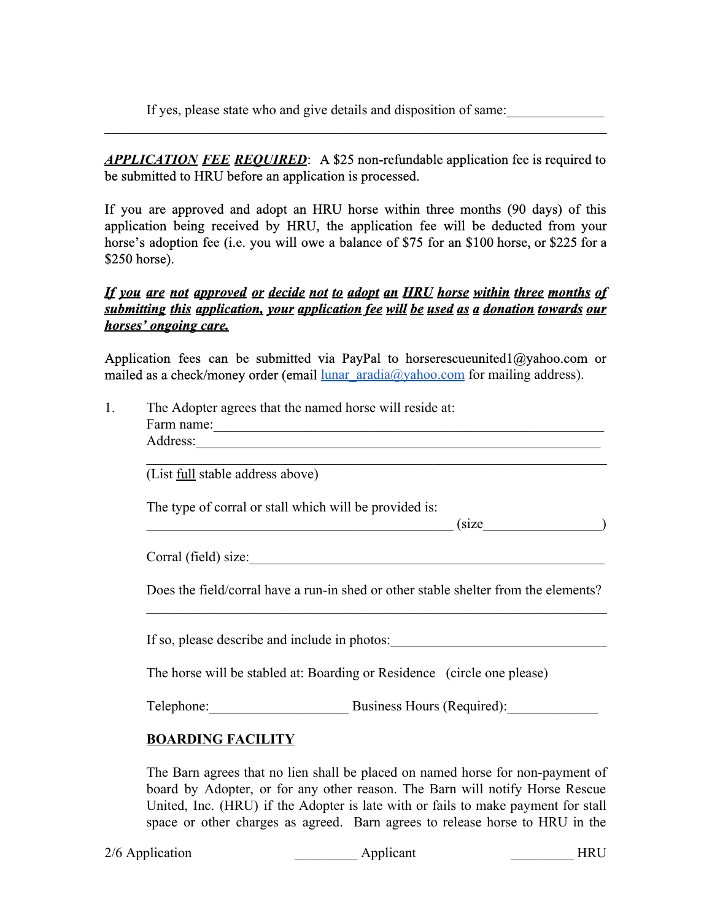If yes, please state who and give details and disposition of same:______________
________________________________________________________________________

***APPLICATION FEE REQUIRED***: A $25 non-refundable application fee is required to be submitted to HRU before an application is processed.

If you are approved and adopt an HRU horse within three months (90 days) of this application being received by HRU, the application fee will be deducted from your horse's adoption fee (i.e. you will owe a balance of $75 for an $100 horse, or $225 for a $250 horse).

***If you are not approved or decide not to adopt an HRU horse within three months of submitting this application, your application fee will be used as a donation towards our horses' ongoing care.***

Application fees can be submitted via PayPal to horserescueunited1@yahoo.com or mailed as a check/money order (email lunar_aradia@yahoo.com for mailing address).

1. The Adopter agrees that the named horse will reside at:
   Farm name:_____________________________________________________________
   Address:_______________________________________________________________
   _____________________________________________________________________
   (List full stable address above)

   The type of corral or stall which will be provided is:
   _____________________________________________ (size_________________)

   Corral (field) size:_____________________________________________________

   Does the field/corral have a run-in shed or other stable shelter from the elements?
   _____________________________________________________________________

   If so, please describe and include in photos:_______________________________

   The horse will be stabled at: Boarding or Residence (circle one please)

   Telephone:____________________ Business Hours (Required):_____________

   **BOARDING FACILITY**

   The Barn agrees that no lien shall be placed on named horse for non-payment of board by Adopter, or for any other reason. The Barn will notify Horse Rescue United, Inc. (HRU) if the Adopter is late with or fails to make payment for stall space or other charges as agreed. Barn agrees to release horse to HRU in the

_________ Applicant _________ HRU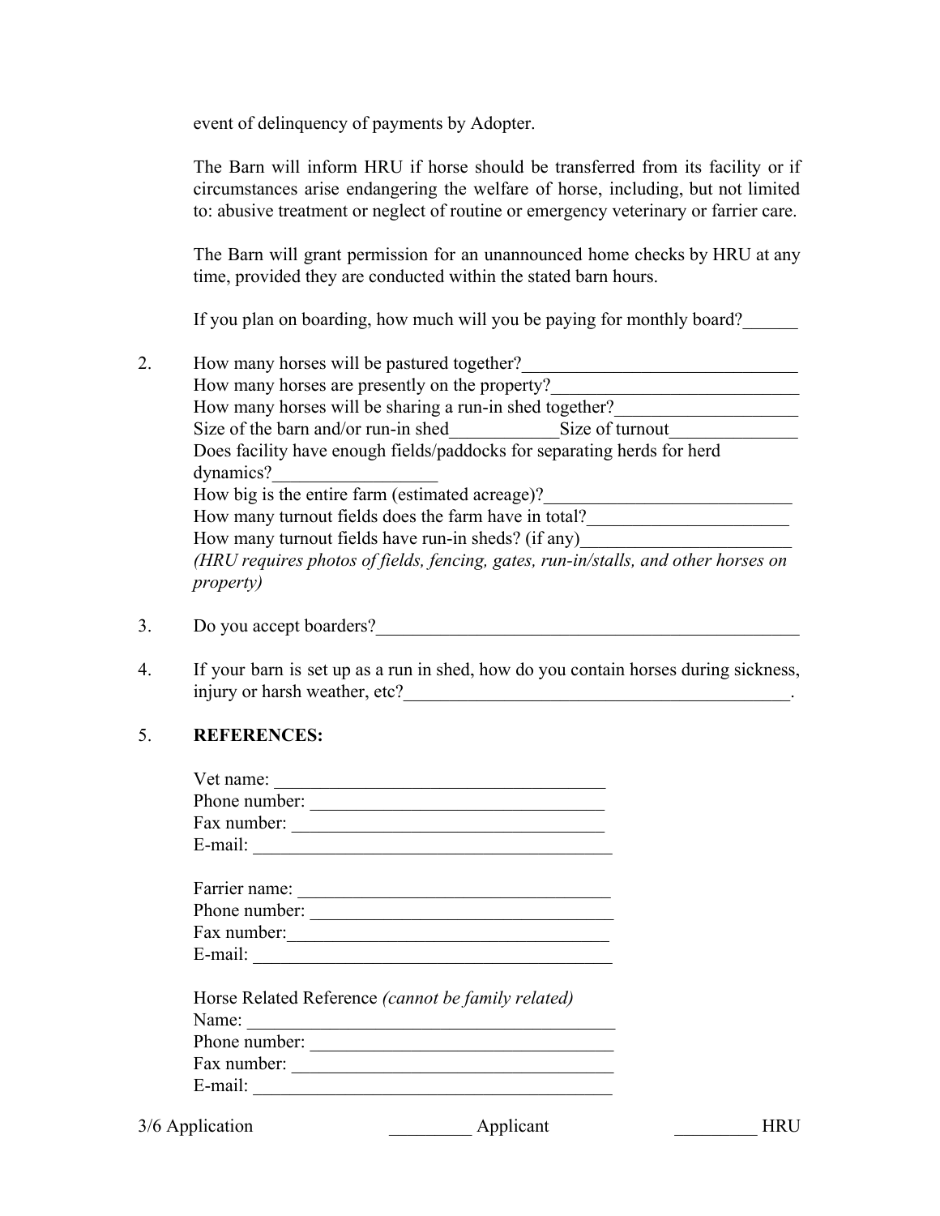event of delinquency of payments by Adopter.

The Barn will inform HRU if horse should be transferred from its facility or if circumstances arise endangering the welfare of horse, including, but not limited to: abusive treatment or neglect of routine or emergency veterinary or farrier care.

The Barn will grant permission for an unannounced home checks by HRU at any time, provided they are conducted within the stated barn hours.

If you plan on boarding, how much will you be paying for monthly board?______

2. How many horses will be pastured together?______________________________
   How many horses are presently on the property?___________________________
   How many horses will be sharing a run-in shed together?___________________
   Size of the barn and/or run-in shed____________Size of turnout______________
   Does facility have enough fields/paddocks for separating herds for herd dynamics?_________________
   How big is the entire farm (estimated acreage)?___________________________
   How many turnout fields does the farm have in total?______________________
   How many turnout fields have run-in sheds? (if any)_______________________
   *(HRU requires photos of fields, fencing, gates, run-in/stalls, and other horses on property)*

3. Do you accept boarders?________________________________________________

4. If your barn is set up as a run in shed, how do you contain horses during sickness, injury or harsh weather, etc?__________________________________________.

5. **REFERENCES:**

   Vet name: ____________________________________
   Phone number: ________________________________
   Fax number: __________________________________
   E-mail: _______________________________________

   Farrier name: _________________________________
   Phone number: ________________________________
   Fax number:___________________________________
   E-mail: _______________________________________

   Horse Related Reference *(cannot be family related)*
   Name: ________________________________________
   Phone number: ________________________________
   Fax number: __________________________________
   E-mail: _______________________________________

_________ Applicant _________ HRU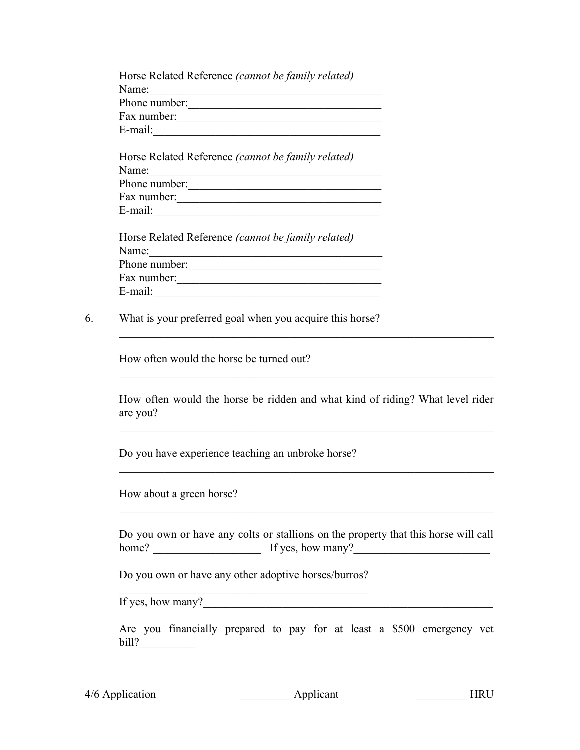Horse Related Reference *(cannot be family related)*
Name:___________________________________________
Phone number:____________________________________
Fax number:______________________________________
E-mail:__________________________________________

Horse Related Reference *(cannot be family related)*
Name:___________________________________________
Phone number:____________________________________
Fax number:______________________________________
E-mail:__________________________________________

Horse Related Reference *(cannot be family related)*
Name:___________________________________________
Phone number:____________________________________
Fax number:______________________________________
E-mail:__________________________________________

6. What is your preferred goal when you acquire this horse?

______________________________________________________________________

How often would the horse be turned out?

______________________________________________________________________

How often would the horse be ridden and what kind of riding? What level rider are you?

______________________________________________________________________

Do you have experience teaching an unbroke horse?

______________________________________________________________________

How about a green horse?

______________________________________________________________________

Do you own or have any colts or stallions on the property that this horse will call home? ___________________ If yes, how many?________________________

Do you own or have any other adoptive horses/burros?

_______________________________________________

If yes, how many?______________________________________________________

Are you financially prepared to pay for at least a $500 emergency vet bill?__________

4/6 Application _________ Applicant _________ HRU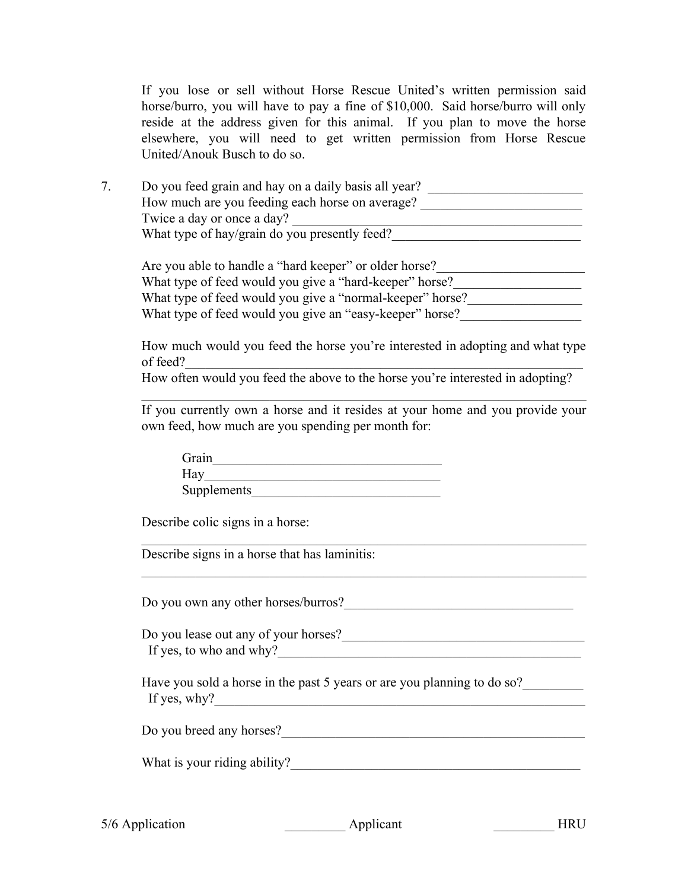If you lose or sell without Horse Rescue United's written permission said horse/burro, you will have to pay a fine of $10,000. Said horse/burro will only reside at the address given for this animal. If you plan to move the horse elsewhere, you will need to get written permission from Horse Rescue United/Anouk Busch to do so.

7. Do you feed grain and hay on a daily basis all year? _______________________
   How much are you feeding each horse on average? ________________________
   Twice a day or once a day? ____________________________________________
   What type of hay/grain do you presently feed?____________________________

   Are you able to handle a "hard keeper" or older horse?______________________
   What type of feed would you give a "hard-keeper" horse?___________________
   What type of feed would you give a "normal-keeper" horse?_________________
   What type of feed would you give an "easy-keeper" horse?__________________

   How much would you feed the horse you're interested in adopting and what type of feed?___________________________________________________________
   How often would you feed the above to the horse you're interested in adopting?
   ___________________________________________________________________
   If you currently own a horse and it resides at your home and you provide your own feed, how much are you spending per month for:

   Grain__________________________________
   Hay___________________________________
   Supplements____________________________

   Describe colic signs in a horse:
   ___________________________________________________________________
   Describe signs in a horse that has laminitis:
   ___________________________________________________________________

   Do you own any other horses/burros?__________________________________

   Do you lease out any of your horses?___________________________________
   If yes, to who and why?_____________________________________________

   Have you sold a horse in the past 5 years or are you planning to do so?_________
   If yes, why?_______________________________________________________

   Do you breed any horses?____________________________________________

   What is your riding ability?__________________________________________

_________ Applicant _________ HRU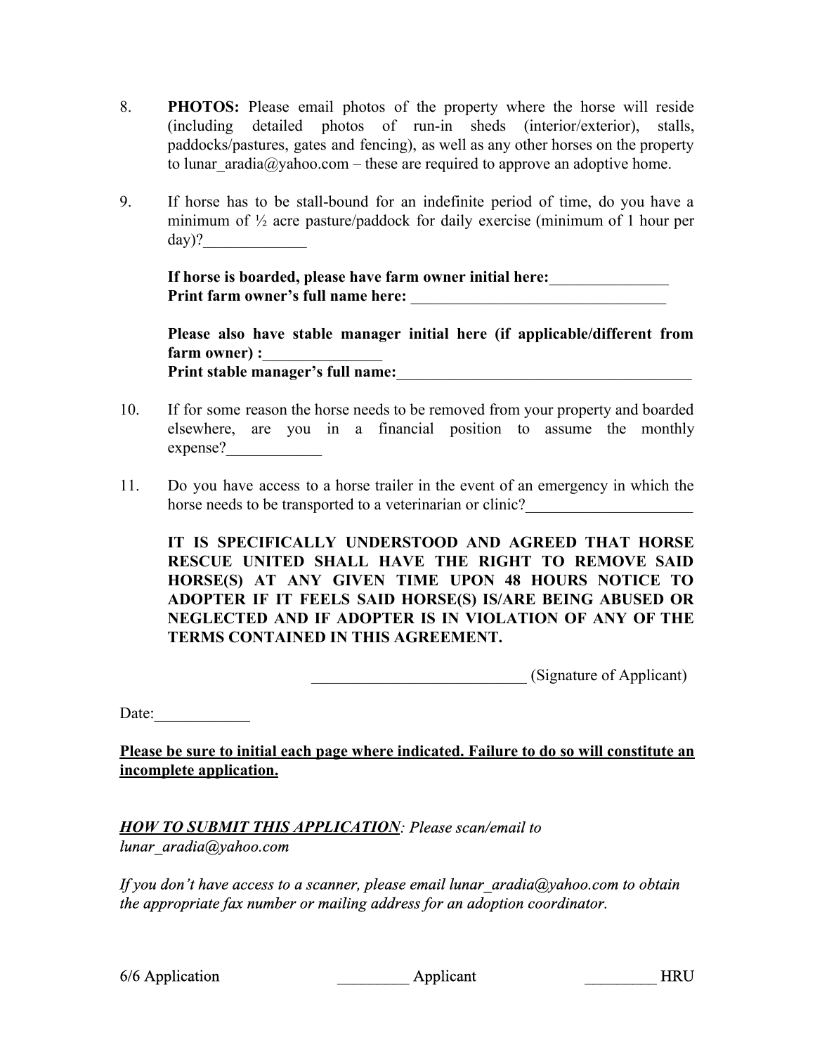8. **PHOTOS:** Please email photos of the property where the horse will reside (including detailed photos of run-in sheds (interior/exterior), stalls, paddocks/pastures, gates and fencing), as well as any other horses on the property to lunar_aradia@yahoo.com – these are required to approve an adoptive home.

9. If horse has to be stall-bound for an indefinite period of time, do you have a minimum of ½ acre pasture/paddock for daily exercise (minimum of 1 hour per day)?_____________

   **If horse is boarded, please have farm owner initial here:_______________**
   **Print farm owner's full name here: _________________________________**

   **Please also have stable manager initial here (if applicable/different from farm owner) :_______________**
   **Print stable manager's full name:_______________________________________**

10. If for some reason the horse needs to be removed from your property and boarded elsewhere, are you in a financial position to assume the monthly expense?____________

11. Do you have access to a horse trailer in the event of an emergency in which the horse needs to be transported to a veterinarian or clinic?_____________________

    **IT IS SPECIFICALLY UNDERSTOOD AND AGREED THAT HORSE RESCUE UNITED SHALL HAVE THE RIGHT TO REMOVE SAID HORSE(S) AT ANY GIVEN TIME UPON 48 HOURS NOTICE TO ADOPTER IF IT FEELS SAID HORSE(S) IS/ARE BEING ABUSED OR NEGLECTED AND IF ADOPTER IS IN VIOLATION OF ANY OF THE TERMS CONTAINED IN THIS AGREEMENT.**

___________________________ (Signature of Applicant)

Date:____________

**<u>Please be sure to initial each page where indicated. Failure to do so will constitute an incomplete application.</u>**

***<u>HOW TO SUBMIT THIS APPLICATION</u>****: Please scan/email to lunar_aradia@yahoo.com*

*If you don't have access to a scanner, please email lunar_aradia@yahoo.com to obtain the appropriate fax number or mailing address for an adoption coordinator.*

_________ Applicant _________ HRU